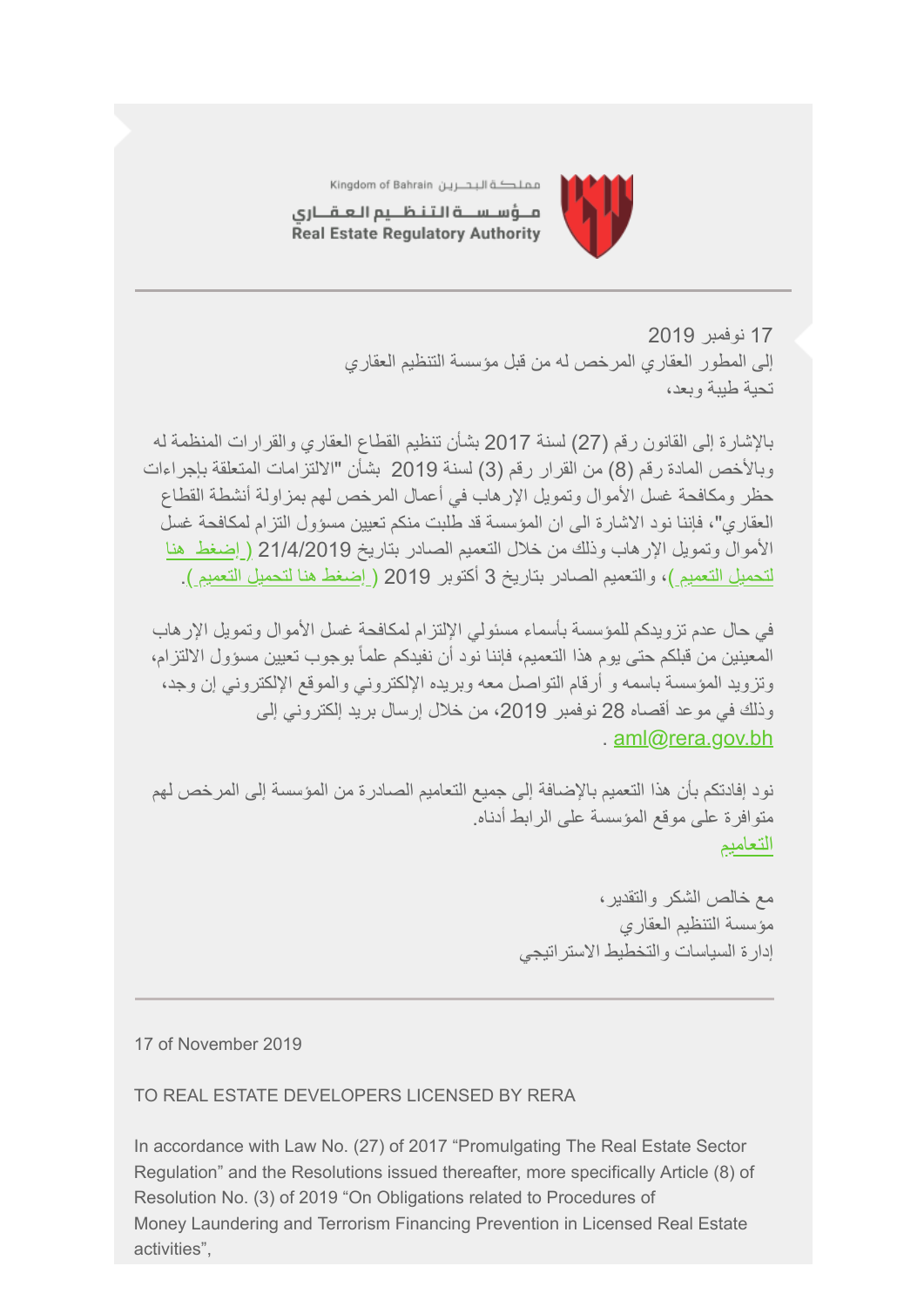Kingdom of Bahrain مملكة البحرين

مؤسسة التنظيم العقاري
Real Estate Regulatory Authority

---

17 نوفمبر 2019
إلى المطور العقاري المرخص له من قبل مؤسسة التنظيم العقاري
تحية طيبة وبعد،

بالإشارة إلى القانون رقم (27) لسنة 2017 بشأن تنظيم القطاع العقاري والقرارات المنظمة له وبالأخص المادة رقم (8) من القرار رقم (3) لسنة 2019 بشأن "الالتزامات المتعلقة بإجراءات حظر ومكافحة غسل الأموال وتمويل الإرهاب في أعمال المرخص لهم بمزاولة أنشطة القطاع العقاري"، فإننا نود الاشارة الى ان المؤسسة قد طلبت منكم تعيين مسؤول التزام لمكافحة غسل الأموال وتمويل الإرهاب وذلك من خلال التعميم الصادر بتاريخ 21/4/2019 (إضغط هنا لتحميل التعميم)، والتعميم الصادر بتاريخ 3 أكتوبر 2019 (إضغط هنا لتحميل التعميم).

في حال عدم تزويدكم للمؤسسة بأسماء مسئولي الإلتزام لمكافحة غسل الأموال وتمويل الإرهاب المعينين من قبلكم حتى يوم هذا التعميم، فإننا نود أن نفيدكم علماً بوجوب تعيين مسؤول الالتزام، وتزويد المؤسسة باسمه و أرقام التواصل معه وبريده الإلكتروني والموقع الإلكتروني إن وجد، وذلك في موعد أقصاه 28 نوفمبر 2019، من خلال إرسال بريد إلكتروني إلى aml@rera.gov.bh .

نود إفادتكم بأن هذا التعميم بالإضافة إلى جميع التعاميم الصادرة من المؤسسة إلى المرخص لهم متوافرة على موقع المؤسسة على الرابط أدناه.
التعاميم

مع خالص الشكر والتقدير،
مؤسسة التنظيم العقاري
إدارة السياسات والتخطيط الاستراتيجي

---

17 of November 2019

TO REAL ESTATE DEVELOPERS LICENSED BY RERA

In accordance with Law No. (27) of 2017 “Promulgating The Real Estate Sector Regulation” and the Resolutions issued thereafter, more specifically Article (8) of Resolution No. (3) of 2019 “On Obligations related to Procedures of Money Laundering and Terrorism Financing Prevention in Licensed Real Estate activities”,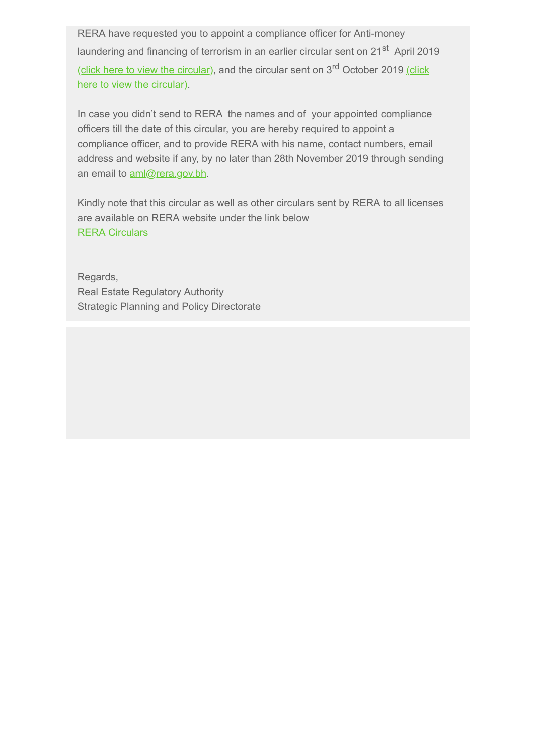RERA have requested you to appoint a compliance officer for Anti-money laundering and financing of terrorism in an earlier circular sent on 21st April 2019 (click here to view the circular), and the circular sent on 3rd October 2019 (click here to view the circular).

In case you didn't send to RERA the names and of your appointed compliance officers till the date of this circular, you are hereby required to appoint a compliance officer, and to provide RERA with his name, contact numbers, email address and website if any, by no later than 28th November 2019 through sending an email to aml@rera.gov.bh.

Kindly note that this circular as well as other circulars sent by RERA to all licenses are available on RERA website under the link below
RERA Circulars

Regards,
Real Estate Regulatory Authority
Strategic Planning and Policy Directorate